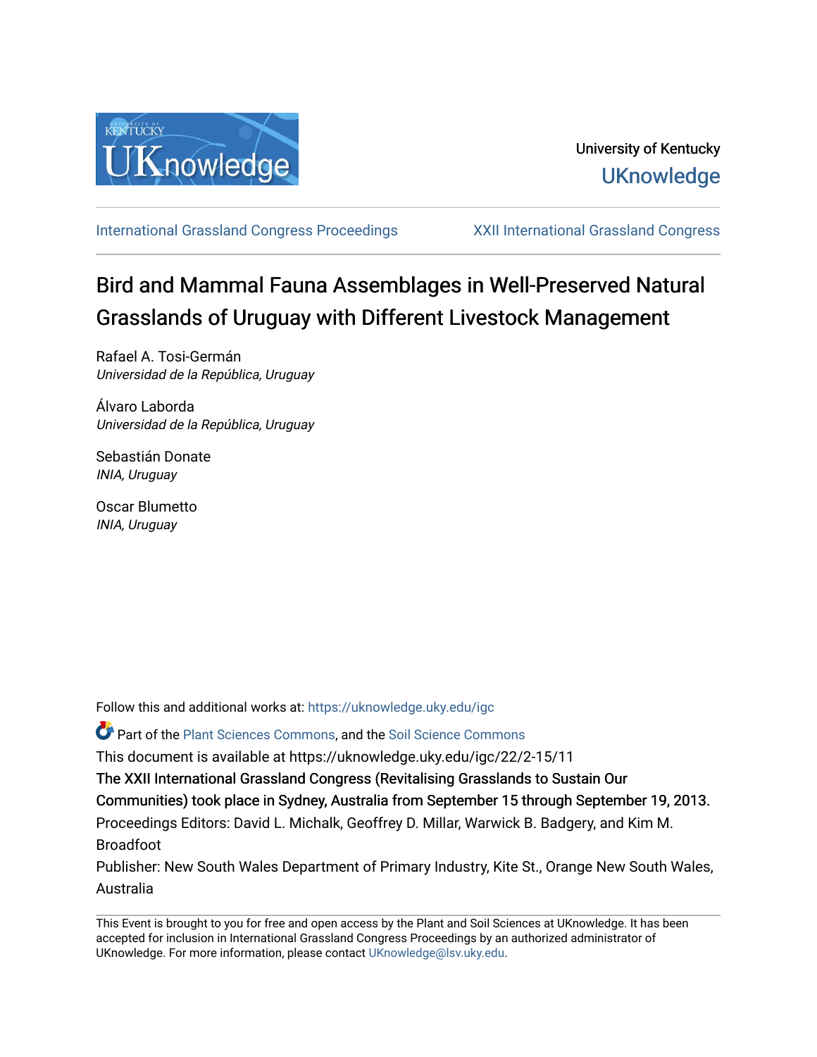University of Kentucky

UKnowledge

International Grassland Congress Proceedings — XXII International Grassland Congress

# Bird and Mammal Fauna Assemblages in Well-Preserved Natural Grasslands of Uruguay with Different Livestock Management

Rafael A. Tosi-Germán
*Universidad de la República, Uruguay*

Álvaro Laborda
*Universidad de la República, Uruguay*

Sebastián Donate
*INIA, Uruguay*

Oscar Blumetto
*INIA, Uruguay*

Follow this and additional works at: https://uknowledge.uky.edu/igc

Part of the Plant Sciences Commons, and the Soil Science Commons

This document is available at https://uknowledge.uky.edu/igc/22/2-15/11

The XXII International Grassland Congress (Revitalising Grasslands to Sustain Our Communities) took place in Sydney, Australia from September 15 through September 19, 2013.

Proceedings Editors: David L. Michalk, Geoffrey D. Millar, Warwick B. Badgery, and Kim M. Broadfoot

Publisher: New South Wales Department of Primary Industry, Kite St., Orange New South Wales, Australia

This Event is brought to you for free and open access by the Plant and Soil Sciences at UKnowledge. It has been accepted for inclusion in International Grassland Congress Proceedings by an authorized administrator of UKnowledge. For more information, please contact UKnowledge@lsv.uky.edu.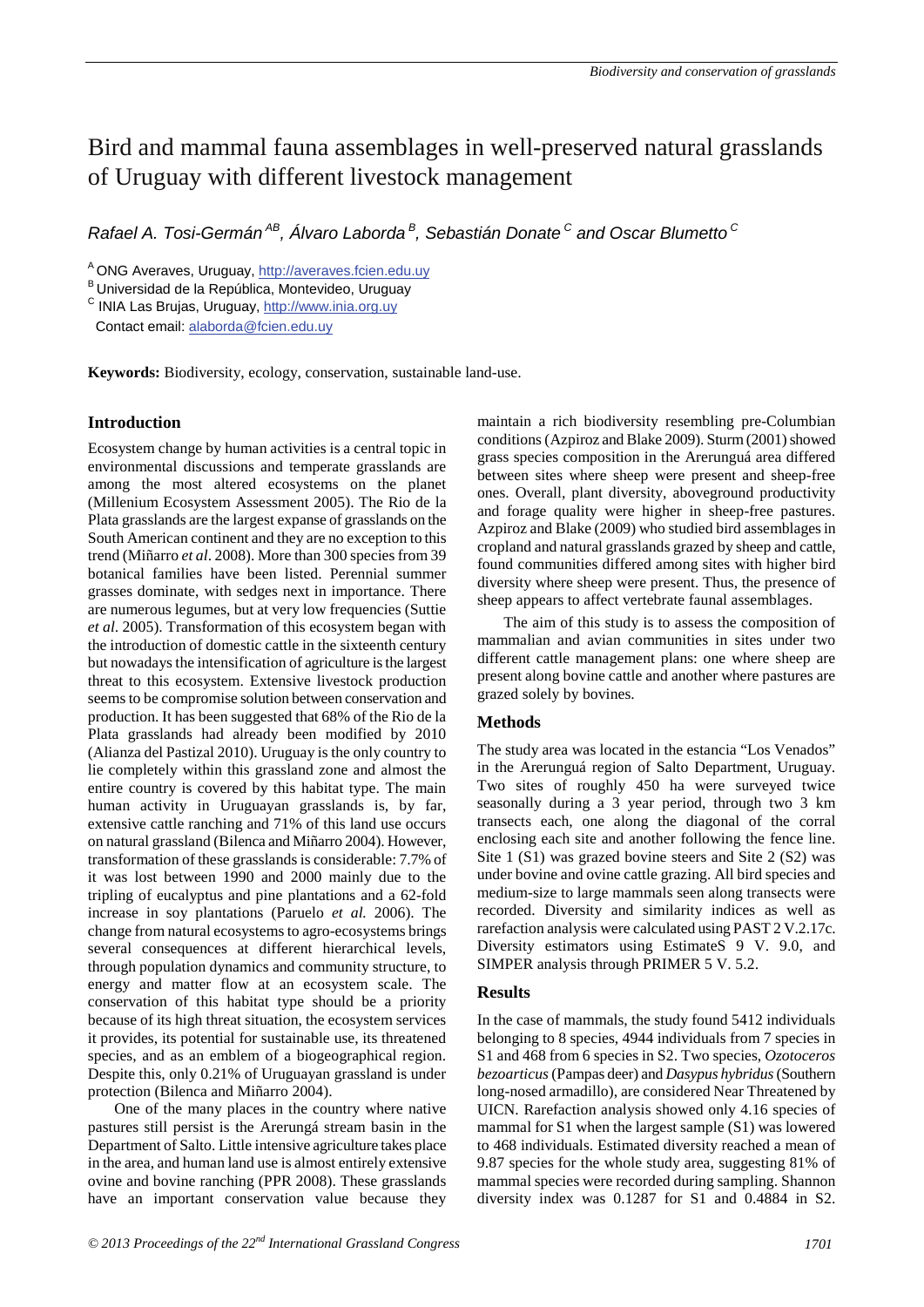# Bird and mammal fauna assemblages in well-preserved natural grasslands of Uruguay with different livestock management

*Rafael A. Tosi-Germán*[AB]*, Álvaro Laborda*[B]*, Sebastián Donate*[C] *and Oscar Blumetto*[C]

[A] ONG Averaves, Uruguay, http://averaves.fcien.edu.uy
[B] Universidad de la República, Montevideo, Uruguay
[C] INIA Las Brujas, Uruguay, http://www.inia.org.uy
Contact email: alaborda@fcien.edu.uy

**Keywords:** Biodiversity, ecology, conservation, sustainable land-use.

## Introduction

Ecosystem change by human activities is a central topic in environmental discussions and temperate grasslands are among the most altered ecosystems on the planet (Millenium Ecosystem Assessment 2005). The Rio de la Plata grasslands are the largest expanse of grasslands on the South American continent and they are no exception to this trend (Miñarro *et al*. 2008). More than 300 species from 39 botanical families have been listed. Perennial summer grasses dominate, with sedges next in importance. There are numerous legumes, but at very low frequencies (Suttie *et al*. 2005). Transformation of this ecosystem began with the introduction of domestic cattle in the sixteenth century but nowadays the intensification of agriculture is the largest threat to this ecosystem. Extensive livestock production seems to be compromise solution between conservation and production. It has been suggested that 68% of the Rio de la Plata grasslands had already been modified by 2010 (Alianza del Pastizal 2010). Uruguay is the only country to lie completely within this grassland zone and almost the entire country is covered by this habitat type. The main human activity in Uruguayan grasslands is, by far, extensive cattle ranching and 71% of this land use occurs on natural grassland (Bilenca and Miñarro 2004). However, transformation of these grasslands is considerable: 7.7% of it was lost between 1990 and 2000 mainly due to the tripling of eucalyptus and pine plantations and a 62-fold increase in soy plantations (Paruelo *et al.* 2006). The change from natural ecosystems to agro-ecosystems brings several consequences at different hierarchical levels, through population dynamics and community structure, to energy and matter flow at an ecosystem scale. The conservation of this habitat type should be a priority because of its high threat situation, the ecosystem services it provides, its potential for sustainable use, its threatened species, and as an emblem of a biogeographical region. Despite this, only 0.21% of Uruguayan grassland is under protection (Bilenca and Miñarro 2004).

One of the many places in the country where native pastures still persist is the Arerungá stream basin in the Department of Salto. Little intensive agriculture takes place in the area, and human land use is almost entirely extensive ovine and bovine ranching (PPR 2008). These grasslands have an important conservation value because they maintain a rich biodiversity resembling pre-Columbian conditions (Azpiroz and Blake 2009). Sturm (2001) showed grass species composition in the Arerunguá area differed between sites where sheep were present and sheep-free ones. Overall, plant diversity, aboveground productivity and forage quality were higher in sheep-free pastures. Azpiroz and Blake (2009) who studied bird assemblages in cropland and natural grasslands grazed by sheep and cattle, found communities differed among sites with higher bird diversity where sheep were present. Thus, the presence of sheep appears to affect vertebrate faunal assemblages.

The aim of this study is to assess the composition of mammalian and avian communities in sites under two different cattle management plans: one where sheep are present along bovine cattle and another where pastures are grazed solely by bovines.

## Methods

The study area was located in the estancia "Los Venados" in the Arerunguá region of Salto Department, Uruguay. Two sites of roughly 450 ha were surveyed twice seasonally during a 3 year period, through two 3 km transects each, one along the diagonal of the corral enclosing each site and another following the fence line. Site 1 (S1) was grazed bovine steers and Site 2 (S2) was under bovine and ovine cattle grazing. All bird species and medium-size to large mammals seen along transects were recorded. Diversity and similarity indices as well as rarefaction analysis were calculated using PAST 2 V.2.17c. Diversity estimators using EstimateS 9 V. 9.0, and SIMPER analysis through PRIMER 5 V. 5.2.

## Results

In the case of mammals, the study found 5412 individuals belonging to 8 species, 4944 individuals from 7 species in S1 and 468 from 6 species in S2. Two species, *Ozotoceros bezoarticus* (Pampas deer) and *Dasypus hybridus* (Southern long-nosed armadillo), are considered Near Threatened by UICN. Rarefaction analysis showed only 4.16 species of mammal for S1 when the largest sample (S1) was lowered to 468 individuals. Estimated diversity reached a mean of 9.87 species for the whole study area, suggesting 81% of mammal species were recorded during sampling. Shannon diversity index was 0.1287 for S1 and 0.4884 in S2.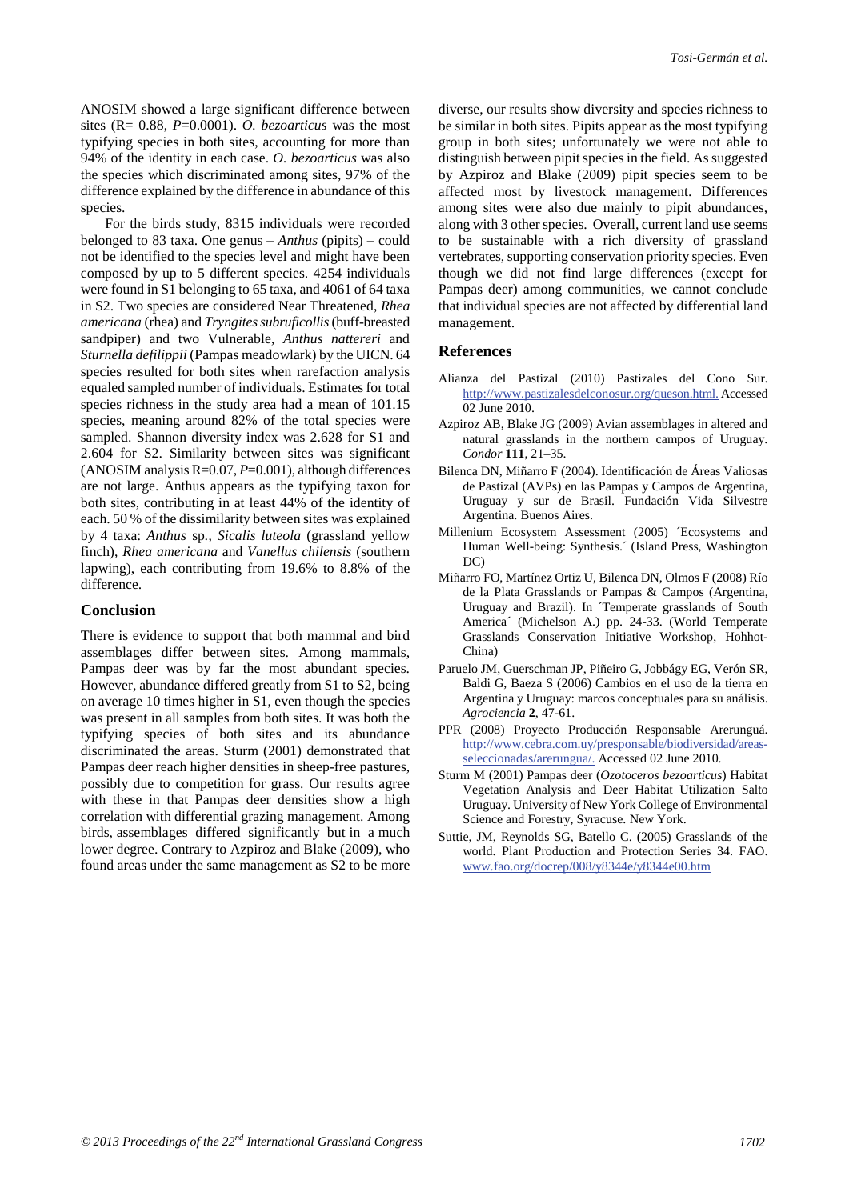ANOSIM showed a large significant difference between sites (R= 0.88, $P$=0.0001). *O. bezoarticus* was the most typifying species in both sites, accounting for more than 94% of the identity in each case. *O. bezoarticus* was also the species which discriminated among sites, 97% of the difference explained by the difference in abundance of this species.

For the birds study, 8315 individuals were recorded belonged to 83 taxa. One genus – *Anthus* (pipits) – could not be identified to the species level and might have been composed by up to 5 different species. 4254 individuals were found in S1 belonging to 65 taxa, and 4061 of 64 taxa in S2. Two species are considered Near Threatened, *Rhea americana* (rhea) and *Tryngites subruficollis* (buff-breasted sandpiper) and two Vulnerable, *Anthus nattereri* and *Sturnella defilippii* (Pampas meadowlark) by the UICN. 64 species resulted for both sites when rarefaction analysis equaled sampled number of individuals. Estimates for total species richness in the study area had a mean of 101.15 species, meaning around 82% of the total species were sampled. Shannon diversity index was 2.628 for S1 and 2.604 for S2. Similarity between sites was significant (ANOSIM analysis R=0.07, $P$=0.001), although differences are not large. Anthus appears as the typifying taxon for both sites, contributing in at least 44% of the identity of each. 50 % of the dissimilarity between sites was explained by 4 taxa: *Anthus* sp., *Sicalis luteola* (grassland yellow finch), *Rhea americana* and *Vanellus chilensis* (southern lapwing), each contributing from 19.6% to 8.8% of the difference.

## Conclusion

There is evidence to support that both mammal and bird assemblages differ between sites. Among mammals, Pampas deer was by far the most abundant species. However, abundance differed greatly from S1 to S2, being on average 10 times higher in S1, even though the species was present in all samples from both sites. It was both the typifying species of both sites and its abundance discriminated the areas. Sturm (2001) demonstrated that Pampas deer reach higher densities in sheep-free pastures, possibly due to competition for grass. Our results agree with these in that Pampas deer densities show a high correlation with differential grazing management. Among birds, assemblages differed significantly but in a much lower degree. Contrary to Azpiroz and Blake (2009), who found areas under the same management as S2 to be more diverse, our results show diversity and species richness to be similar in both sites. Pipits appear as the most typifying group in both sites; unfortunately we were not able to distinguish between pipit species in the field. As suggested by Azpiroz and Blake (2009) pipit species seem to be affected most by livestock management. Differences among sites were also due mainly to pipit abundances, along with 3 other species. Overall, current land use seems to be sustainable with a rich diversity of grassland vertebrates, supporting conservation priority species. Even though we did not find large differences (except for Pampas deer) among communities, we cannot conclude that individual species are not affected by differential land management.

## References

- Alianza del Pastizal (2010) Pastizales del Cono Sur. http://www.pastizalesdelconosur.org/queson.html. Accessed 02 June 2010.
- Azpiroz AB, Blake JG (2009) Avian assemblages in altered and natural grasslands in the northern campos of Uruguay. *Condor* **111**, 21–35.
- Bilenca DN, Miñarro F (2004). Identificación de Áreas Valiosas de Pastizal (AVPs) en las Pampas y Campos de Argentina, Uruguay y sur de Brasil. Fundación Vida Silvestre Argentina. Buenos Aires.
- Millenium Ecosystem Assessment (2005) ´Ecosystems and Human Well-being: Synthesis.´ (Island Press, Washington DC)
- Miñarro FO, Martínez Ortiz U, Bilenca DN, Olmos F (2008) Río de la Plata Grasslands or Pampas & Campos (Argentina, Uruguay and Brazil). In ´Temperate grasslands of South America´ (Michelson A.) pp. 24-33. (World Temperate Grasslands Conservation Initiative Workshop, Hohhot-China)
- Paruelo JM, Guerschman JP, Piñeiro G, Jobbágy EG, Verón SR, Baldi G, Baeza S (2006) Cambios en el uso de la tierra en Argentina y Uruguay: marcos conceptuales para su análisis. *Agrociencia* **2**, 47-61.
- PPR (2008) Proyecto Producción Responsable Arerunguá. http://www.cebra.com.uy/presponsable/biodiversidad/areas-seleccionadas/arerungua/. Accessed 02 June 2010.
- Sturm M (2001) Pampas deer (*Ozotoceros bezoarticus*) Habitat Vegetation Analysis and Deer Habitat Utilization Salto Uruguay. University of New York College of Environmental Science and Forestry, Syracuse. New York.
- Suttie, JM, Reynolds SG, Batello C. (2005) Grasslands of the world. Plant Production and Protection Series 34. FAO. www.fao.org/docrep/008/y8344e/y8344e00.htm